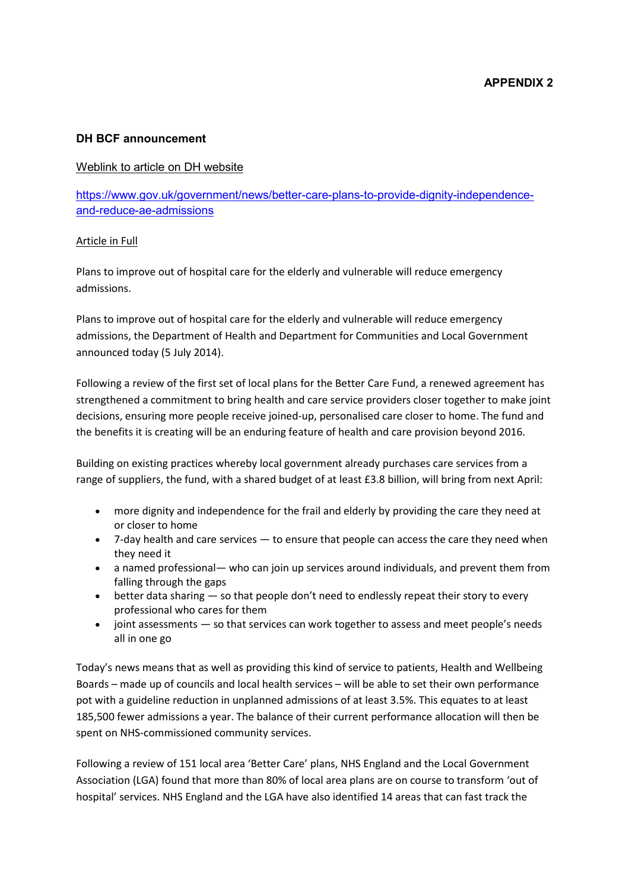**APPENDIX 2**

**DH BCF announcement**

Weblink to article on DH website

https://www.gov.uk/government/news/better-care-plans-to-provide-dignity-independence-and-reduce-ae-admissions

Article in Full

Plans to improve out of hospital care for the elderly and vulnerable will reduce emergency admissions.

Plans to improve out of hospital care for the elderly and vulnerable will reduce emergency admissions, the Department of Health and Department for Communities and Local Government announced today (5 July 2014).

Following a review of the first set of local plans for the Better Care Fund, a renewed agreement has strengthened a commitment to bring health and care service providers closer together to make joint decisions, ensuring more people receive joined-up, personalised care closer to home. The fund and the benefits it is creating will be an enduring feature of health and care provision beyond 2016.

Building on existing practices whereby local government already purchases care services from a range of suppliers, the fund, with a shared budget of at least £3.8 billion, will bring from next April:

- more dignity and independence for the frail and elderly by providing the care they need at or closer to home
- 7-day health and care services — to ensure that people can access the care they need when they need it
- a named professional— who can join up services around individuals, and prevent them from falling through the gaps
- better data sharing — so that people don't need to endlessly repeat their story to every professional who cares for them
- joint assessments — so that services can work together to assess and meet people's needs all in one go

Today's news means that as well as providing this kind of service to patients, Health and Wellbeing Boards – made up of councils and local health services – will be able to set their own performance pot with a guideline reduction in unplanned admissions of at least 3.5%. This equates to at least 185,500 fewer admissions a year. The balance of their current performance allocation will then be spent on NHS-commissioned community services.

Following a review of 151 local area 'Better Care' plans, NHS England and the Local Government Association (LGA) found that more than 80% of local area plans are on course to transform 'out of hospital' services. NHS England and the LGA have also identified 14 areas that can fast track the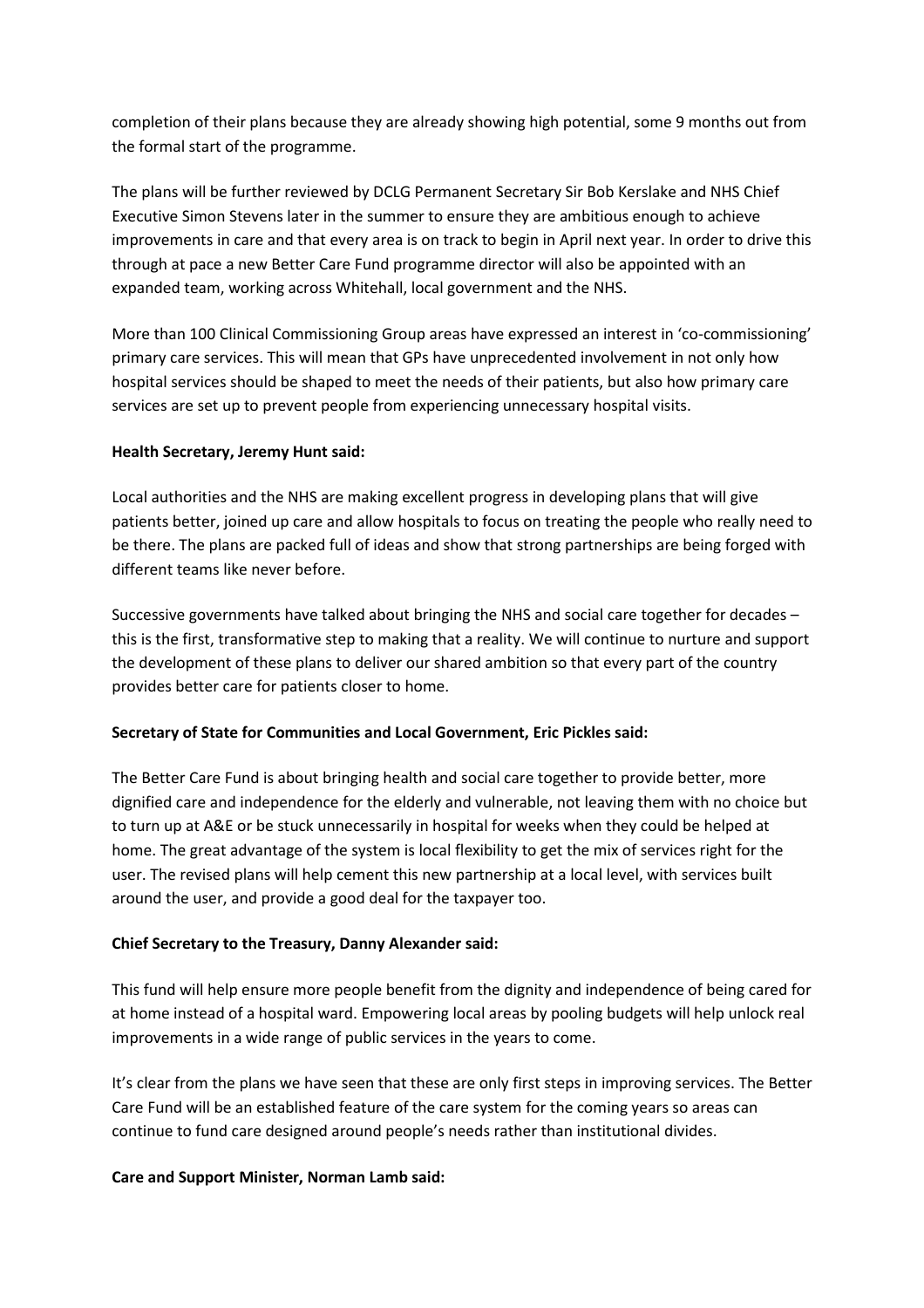completion of their plans because they are already showing high potential, some 9 months out from the formal start of the programme.

The plans will be further reviewed by DCLG Permanent Secretary Sir Bob Kerslake and NHS Chief Executive Simon Stevens later in the summer to ensure they are ambitious enough to achieve improvements in care and that every area is on track to begin in April next year. In order to drive this through at pace a new Better Care Fund programme director will also be appointed with an expanded team, working across Whitehall, local government and the NHS.

More than 100 Clinical Commissioning Group areas have expressed an interest in 'co-commissioning' primary care services. This will mean that GPs have unprecedented involvement in not only how hospital services should be shaped to meet the needs of their patients, but also how primary care services are set up to prevent people from experiencing unnecessary hospital visits.

**Health Secretary, Jeremy Hunt said:**

Local authorities and the NHS are making excellent progress in developing plans that will give patients better, joined up care and allow hospitals to focus on treating the people who really need to be there. The plans are packed full of ideas and show that strong partnerships are being forged with different teams like never before.

Successive governments have talked about bringing the NHS and social care together for decades – this is the first, transformative step to making that a reality. We will continue to nurture and support the development of these plans to deliver our shared ambition so that every part of the country provides better care for patients closer to home.

**Secretary of State for Communities and Local Government, Eric Pickles said:**

The Better Care Fund is about bringing health and social care together to provide better, more dignified care and independence for the elderly and vulnerable, not leaving them with no choice but to turn up at A&E or be stuck unnecessarily in hospital for weeks when they could be helped at home. The great advantage of the system is local flexibility to get the mix of services right for the user. The revised plans will help cement this new partnership at a local level, with services built around the user, and provide a good deal for the taxpayer too.

**Chief Secretary to the Treasury, Danny Alexander said:**

This fund will help ensure more people benefit from the dignity and independence of being cared for at home instead of a hospital ward. Empowering local areas by pooling budgets will help unlock real improvements in a wide range of public services in the years to come.

It's clear from the plans we have seen that these are only first steps in improving services. The Better Care Fund will be an established feature of the care system for the coming years so areas can continue to fund care designed around people's needs rather than institutional divides.

**Care and Support Minister, Norman Lamb said:**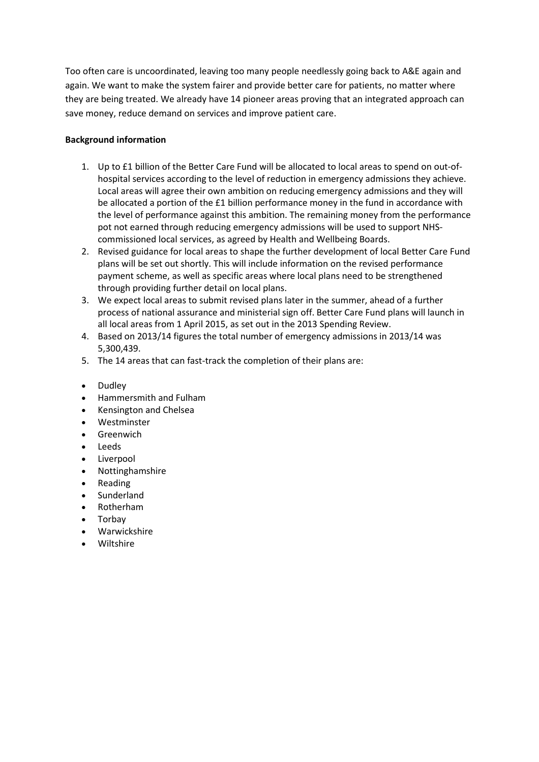Too often care is uncoordinated, leaving too many people needlessly going back to A&E again and again. We want to make the system fairer and provide better care for patients, no matter where they are being treated. We already have 14 pioneer areas proving that an integrated approach can save money, reduce demand on services and improve patient care.

**Background information**

1. Up to £1 billion of the Better Care Fund will be allocated to local areas to spend on out-of-hospital services according to the level of reduction in emergency admissions they achieve. Local areas will agree their own ambition on reducing emergency admissions and they will be allocated a portion of the £1 billion performance money in the fund in accordance with the level of performance against this ambition. The remaining money from the performance pot not earned through reducing emergency admissions will be used to support NHS-commissioned local services, as agreed by Health and Wellbeing Boards.
2. Revised guidance for local areas to shape the further development of local Better Care Fund plans will be set out shortly. This will include information on the revised performance payment scheme, as well as specific areas where local plans need to be strengthened through providing further detail on local plans.
3. We expect local areas to submit revised plans later in the summer, ahead of a further process of national assurance and ministerial sign off. Better Care Fund plans will launch in all local areas from 1 April 2015, as set out in the 2013 Spending Review.
4. Based on 2013/14 figures the total number of emergency admissions in 2013/14 was 5,300,439.
5. The 14 areas that can fast-track the completion of their plans are:

- Dudley
- Hammersmith and Fulham
- Kensington and Chelsea
- Westminster
- Greenwich
- Leeds
- Liverpool
- Nottinghamshire
- Reading
- Sunderland
- Rotherham
- Torbay
- Warwickshire
- Wiltshire